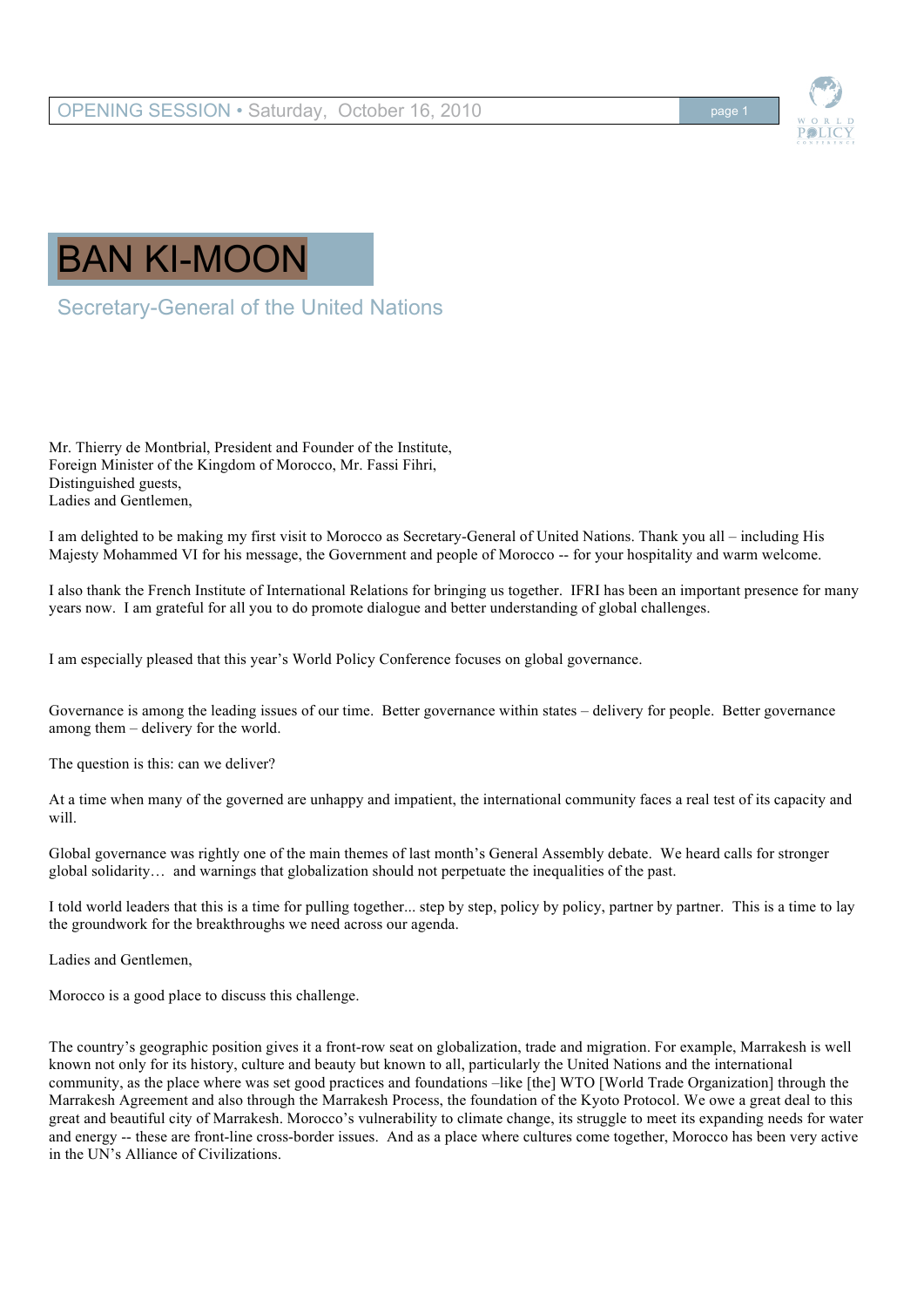# BAN KI-MOON

## Secretary-General of the United Nations

Mr. Thierry de Montbrial, President and Founder of the Institute,
Foreign Minister of the Kingdom of Morocco, Mr. Fassi Fihri,
Distinguished guests,
Ladies and Gentlemen,

I am delighted to be making my first visit to Morocco as Secretary-General of United Nations. Thank you all – including His Majesty Mohammed VI for his message, the Government and people of Morocco -- for your hospitality and warm welcome.

I also thank the French Institute of International Relations for bringing us together. IFRI has been an important presence for many years now. I am grateful for all you to do promote dialogue and better understanding of global challenges.

I am especially pleased that this year's World Policy Conference focuses on global governance.

Governance is among the leading issues of our time. Better governance within states – delivery for people. Better governance among them – delivery for the world.

The question is this: can we deliver?

At a time when many of the governed are unhappy and impatient, the international community faces a real test of its capacity and will.

Global governance was rightly one of the main themes of last month's General Assembly debate. We heard calls for stronger global solidarity… and warnings that globalization should not perpetuate the inequalities of the past.

I told world leaders that this is a time for pulling together... step by step, policy by policy, partner by partner. This is a time to lay the groundwork for the breakthroughs we need across our agenda.

Ladies and Gentlemen,

Morocco is a good place to discuss this challenge.

The country's geographic position gives it a front-row seat on globalization, trade and migration. For example, Marrakesh is well known not only for its history, culture and beauty but known to all, particularly the United Nations and the international community, as the place where was set good practices and foundations –like [the] WTO [World Trade Organization] through the Marrakesh Agreement and also through the Marrakesh Process, the foundation of the Kyoto Protocol. We owe a great deal to this great and beautiful city of Marrakesh. Morocco's vulnerability to climate change, its struggle to meet its expanding needs for water and energy -- these are front-line cross-border issues. And as a place where cultures come together, Morocco has been very active in the UN's Alliance of Civilizations.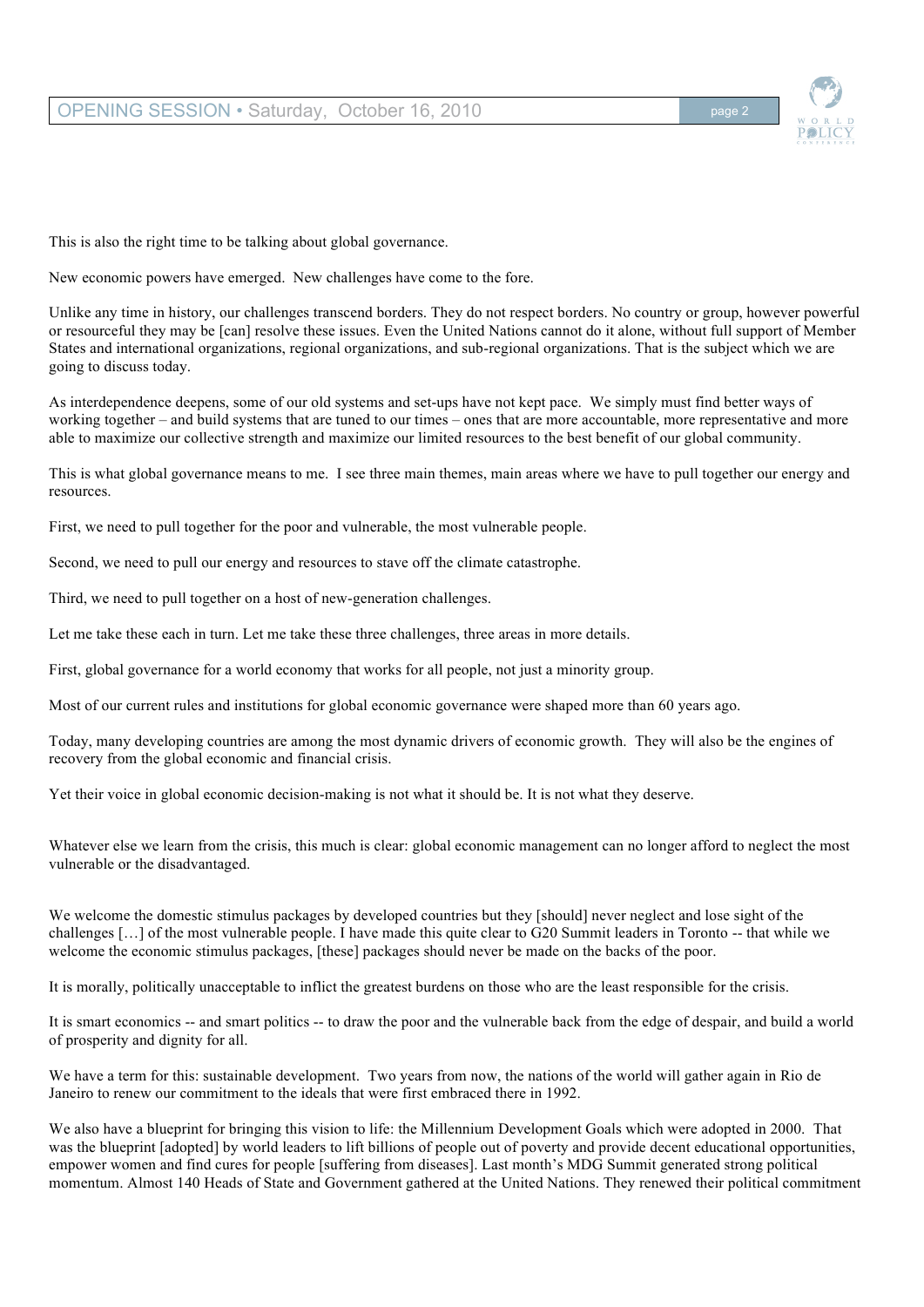This is also the right time to be talking about global governance.

New economic powers have emerged. New challenges have come to the fore.

Unlike any time in history, our challenges transcend borders. They do not respect borders. No country or group, however powerful or resourceful they may be [can] resolve these issues. Even the United Nations cannot do it alone, without full support of Member States and international organizations, regional organizations, and sub-regional organizations. That is the subject which we are going to discuss today.

As interdependence deepens, some of our old systems and set-ups have not kept pace. We simply must find better ways of working together – and build systems that are tuned to our times – ones that are more accountable, more representative and more able to maximize our collective strength and maximize our limited resources to the best benefit of our global community.

This is what global governance means to me. I see three main themes, main areas where we have to pull together our energy and resources.

First, we need to pull together for the poor and vulnerable, the most vulnerable people.

Second, we need to pull our energy and resources to stave off the climate catastrophe.

Third, we need to pull together on a host of new-generation challenges.

Let me take these each in turn. Let me take these three challenges, three areas in more details.

First, global governance for a world economy that works for all people, not just a minority group.

Most of our current rules and institutions for global economic governance were shaped more than 60 years ago.

Today, many developing countries are among the most dynamic drivers of economic growth. They will also be the engines of recovery from the global economic and financial crisis.

Yet their voice in global economic decision-making is not what it should be. It is not what they deserve.

Whatever else we learn from the crisis, this much is clear: global economic management can no longer afford to neglect the most vulnerable or the disadvantaged.

We welcome the domestic stimulus packages by developed countries but they [should] never neglect and lose sight of the challenges […] of the most vulnerable people. I have made this quite clear to G20 Summit leaders in Toronto -- that while we welcome the economic stimulus packages, [these] packages should never be made on the backs of the poor.

It is morally, politically unacceptable to inflict the greatest burdens on those who are the least responsible for the crisis.

It is smart economics -- and smart politics -- to draw the poor and the vulnerable back from the edge of despair, and build a world of prosperity and dignity for all.

We have a term for this: sustainable development. Two years from now, the nations of the world will gather again in Rio de Janeiro to renew our commitment to the ideals that were first embraced there in 1992.

We also have a blueprint for bringing this vision to life: the Millennium Development Goals which were adopted in 2000. That was the blueprint [adopted] by world leaders to lift billions of people out of poverty and provide decent educational opportunities, empower women and find cures for people [suffering from diseases]. Last month's MDG Summit generated strong political momentum. Almost 140 Heads of State and Government gathered at the United Nations. They renewed their political commitment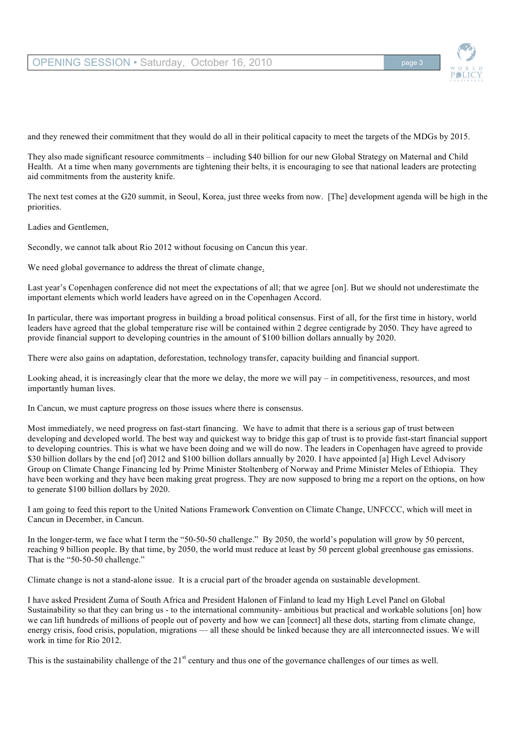and they renewed their commitment that they would do all in their political capacity to meet the targets of the MDGs by 2015.

They also made significant resource commitments – including $40 billion for our new Global Strategy on Maternal and Child Health. At a time when many governments are tightening their belts, it is encouraging to see that national leaders are protecting aid commitments from the austerity knife.

The next test comes at the G20 summit, in Seoul, Korea, just three weeks from now. [The] development agenda will be high in the priorities.

Ladies and Gentlemen,

Secondly, we cannot talk about Rio 2012 without focusing on Cancun this year.

We need global governance to address the threat of climate change.

Last year's Copenhagen conference did not meet the expectations of all; that we agree [on]. But we should not underestimate the important elements which world leaders have agreed on in the Copenhagen Accord.

In particular, there was important progress in building a broad political consensus. First of all, for the first time in history, world leaders have agreed that the global temperature rise will be contained within 2 degree centigrade by 2050. They have agreed to provide financial support to developing countries in the amount of $100 billion dollars annually by 2020.

There were also gains on adaptation, deforestation, technology transfer, capacity building and financial support.

Looking ahead, it is increasingly clear that the more we delay, the more we will pay – in competitiveness, resources, and most importantly human lives.

In Cancun, we must capture progress on those issues where there is consensus.

Most immediately, we need progress on fast-start financing. We have to admit that there is a serious gap of trust between developing and developed world. The best way and quickest way to bridge this gap of trust is to provide fast-start financial support to developing countries. This is what we have been doing and we will do now. The leaders in Copenhagen have agreed to provide $30 billion dollars by the end [of] 2012 and $100 billion dollars annually by 2020. I have appointed [a] High Level Advisory Group on Climate Change Financing led by Prime Minister Stoltenberg of Norway and Prime Minister Meles of Ethiopia. They have been working and they have been making great progress. They are now supposed to bring me a report on the options, on how to generate $100 billion dollars by 2020.

I am going to feed this report to the United Nations Framework Convention on Climate Change, UNFCCC, which will meet in Cancun in December, in Cancun.

In the longer-term, we face what I term the "50-50-50 challenge." By 2050, the world's population will grow by 50 percent, reaching 9 billion people. By that time, by 2050, the world must reduce at least by 50 percent global greenhouse gas emissions. That is the "50-50-50 challenge."

Climate change is not a stand-alone issue. It is a crucial part of the broader agenda on sustainable development.

I have asked President Zuma of South Africa and President Halonen of Finland to lead my High Level Panel on Global Sustainability so that they can bring us - to the international community- ambitious but practical and workable solutions [on] how we can lift hundreds of millions of people out of poverty and how we can [connect] all these dots, starting from climate change, energy crisis, food crisis, population, migrations — all these should be linked because they are all interconnected issues. We will work in time for Rio 2012.

This is the sustainability challenge of the 21st century and thus one of the governance challenges of our times as well.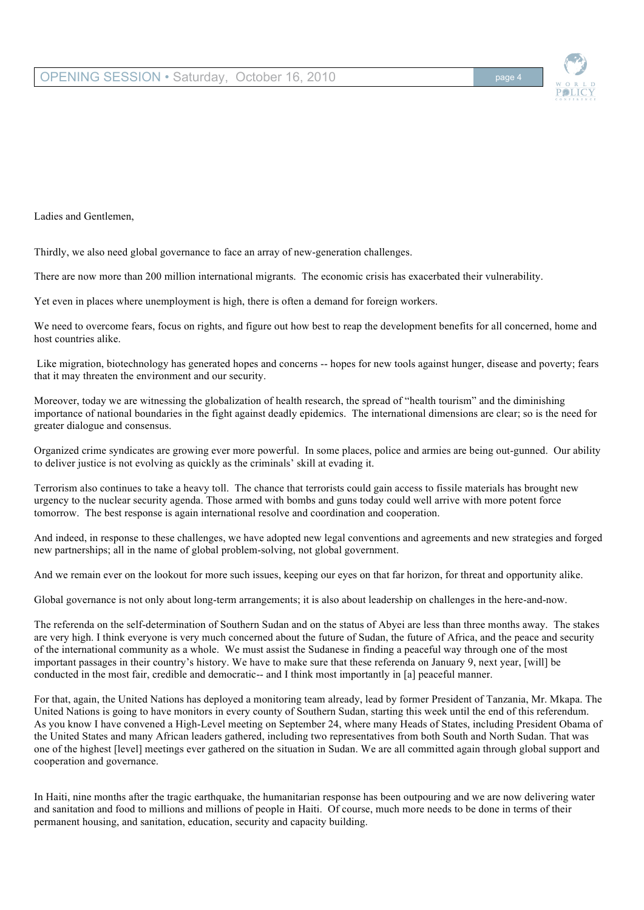Ladies and Gentlemen,

Thirdly, we also need global governance to face an array of new-generation challenges.

There are now more than 200 million international migrants. The economic crisis has exacerbated their vulnerability.

Yet even in places where unemployment is high, there is often a demand for foreign workers.

We need to overcome fears, focus on rights, and figure out how best to reap the development benefits for all concerned, home and host countries alike.

Like migration, biotechnology has generated hopes and concerns -- hopes for new tools against hunger, disease and poverty; fears that it may threaten the environment and our security.

Moreover, today we are witnessing the globalization of health research, the spread of "health tourism" and the diminishing importance of national boundaries in the fight against deadly epidemics. The international dimensions are clear; so is the need for greater dialogue and consensus.

Organized crime syndicates are growing ever more powerful. In some places, police and armies are being out-gunned. Our ability to deliver justice is not evolving as quickly as the criminals' skill at evading it.

Terrorism also continues to take a heavy toll. The chance that terrorists could gain access to fissile materials has brought new urgency to the nuclear security agenda. Those armed with bombs and guns today could well arrive with more potent force tomorrow. The best response is again international resolve and coordination and cooperation.

And indeed, in response to these challenges, we have adopted new legal conventions and agreements and new strategies and forged new partnerships; all in the name of global problem-solving, not global government.

And we remain ever on the lookout for more such issues, keeping our eyes on that far horizon, for threat and opportunity alike.

Global governance is not only about long-term arrangements; it is also about leadership on challenges in the here-and-now.

The referenda on the self-determination of Southern Sudan and on the status of Abyei are less than three months away. The stakes are very high. I think everyone is very much concerned about the future of Sudan, the future of Africa, and the peace and security of the international community as a whole. We must assist the Sudanese in finding a peaceful way through one of the most important passages in their country's history. We have to make sure that these referenda on January 9, next year, [will] be conducted in the most fair, credible and democratic-- and I think most importantly in [a] peaceful manner.

For that, again, the United Nations has deployed a monitoring team already, lead by former President of Tanzania, Mr. Mkapa. The United Nations is going to have monitors in every county of Southern Sudan, starting this week until the end of this referendum. As you know I have convened a High-Level meeting on September 24, where many Heads of States, including President Obama of the United States and many African leaders gathered, including two representatives from both South and North Sudan. That was one of the highest [level] meetings ever gathered on the situation in Sudan. We are all committed again through global support and cooperation and governance.

In Haiti, nine months after the tragic earthquake, the humanitarian response has been outpouring and we are now delivering water and sanitation and food to millions and millions of people in Haiti. Of course, much more needs to be done in terms of their permanent housing, and sanitation, education, security and capacity building.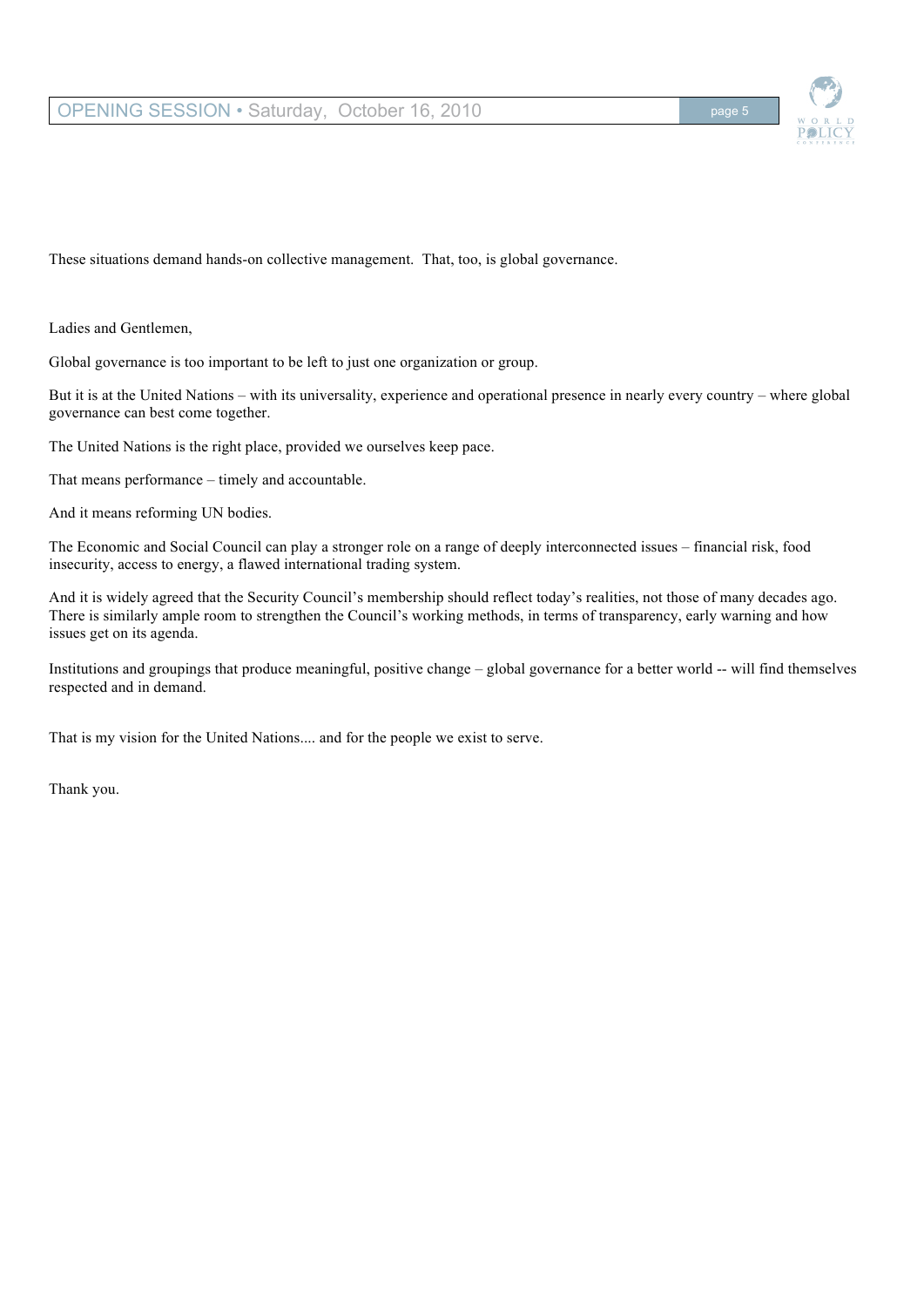These situations demand hands-on collective management. That, too, is global governance.

Ladies and Gentlemen,

Global governance is too important to be left to just one organization or group.

But it is at the United Nations – with its universality, experience and operational presence in nearly every country – where global governance can best come together.

The United Nations is the right place, provided we ourselves keep pace.

That means performance – timely and accountable.

And it means reforming UN bodies.

The Economic and Social Council can play a stronger role on a range of deeply interconnected issues – financial risk, food insecurity, access to energy, a flawed international trading system.

And it is widely agreed that the Security Council's membership should reflect today's realities, not those of many decades ago. There is similarly ample room to strengthen the Council's working methods, in terms of transparency, early warning and how issues get on its agenda.

Institutions and groupings that produce meaningful, positive change – global governance for a better world -- will find themselves respected and in demand.

That is my vision for the United Nations.... and for the people we exist to serve.

Thank you.